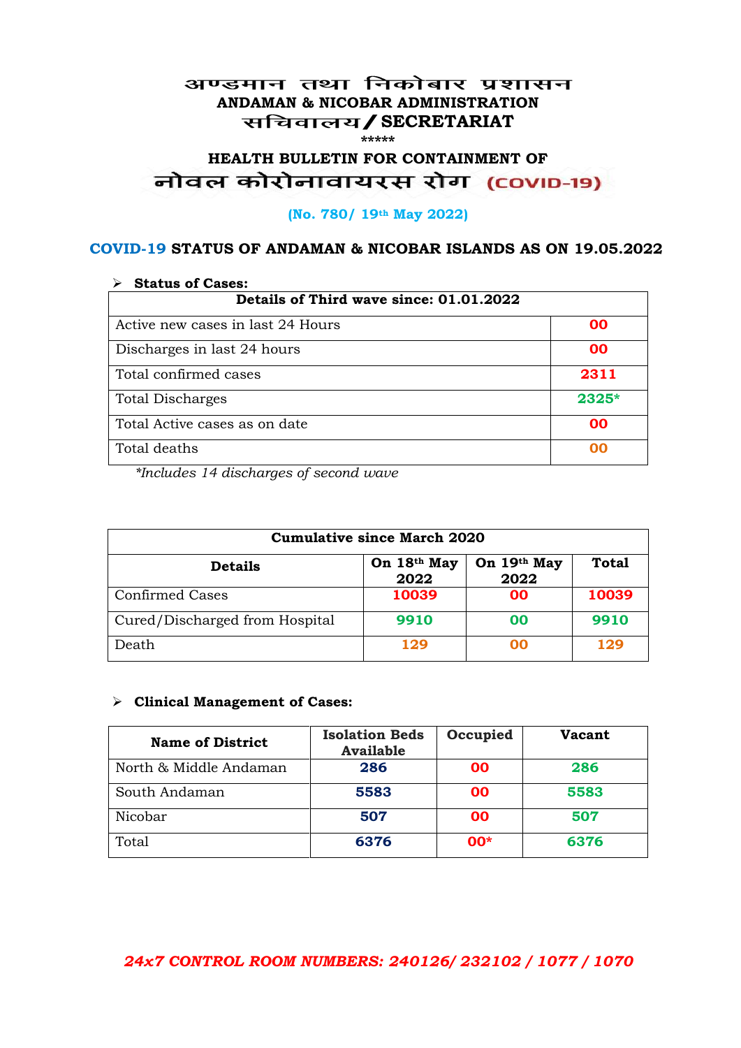# अण्डमान तथा निकोबार प्रशासन
## ANDAMAN & NICOBAR ADMINISTRATION
## सचिवालय / SECRETARIAT

*****

### HEALTH BULLETIN FOR CONTAINMENT OF
### नोवल कोरोनावायरस रोग (COVID-19)

**(No. 780/ 19th May 2022)**

### COVID-19 STATUS OF ANDAMAN & NICOBAR ISLANDS AS ON 19.05.2022

➢ **Status of Cases:**

| Details of Third wave since: 01.01.2022 | |
|---|---|
| Active new cases in last 24 Hours | 00 |
| Discharges in last 24 hours | 00 |
| Total confirmed cases | 2311 |
| Total Discharges | 2325* |
| Total Active cases as on date | 00 |
| Total deaths | 00 |

*\*Includes 14 discharges of second wave*

| Cumulative since March 2020 | | | |
|---|---|---|---|
| **Details** | **On 18th May 2022** | **On 19th May 2022** | **Total** |
| Confirmed Cases | 10039 | 00 | 10039 |
| Cured/Discharged from Hospital | 9910 | 00 | 9910 |
| Death | 129 | 00 | 129 |

➢ **Clinical Management of Cases:**

| Name of District | Isolation Beds Available | Occupied | Vacant |
|---|---|---|---|
| North & Middle Andaman | 286 | 00 | 286 |
| South Andaman | 5583 | 00 | 5583 |
| Nicobar | 507 | 00 | 507 |
| Total | 6376 | 00* | 6376 |

***24x7 CONTROL ROOM NUMBERS: 240126/ 232102 / 1077 / 1070***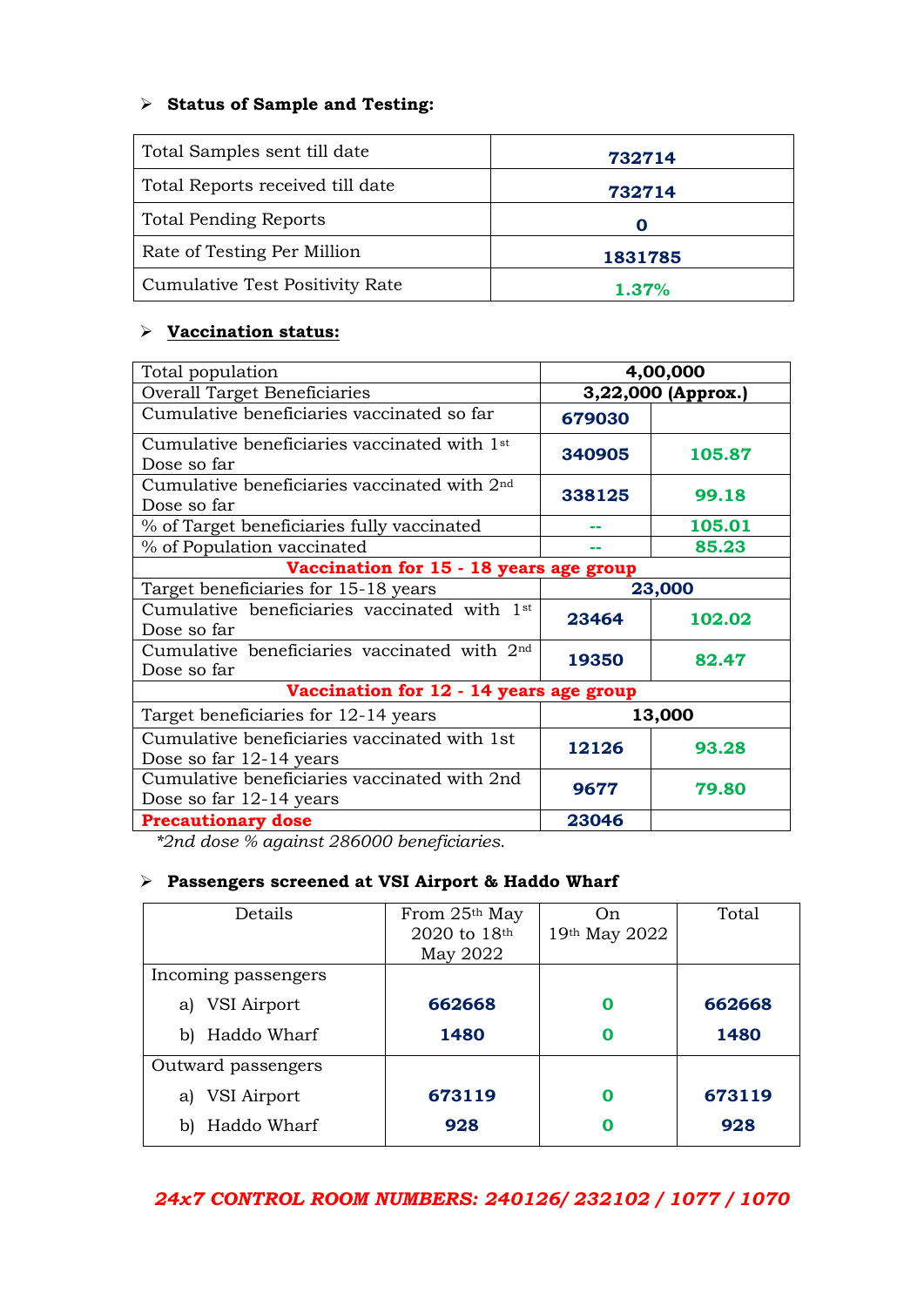- **Status of Sample and Testing:**

| | |
|---|---|
| Total Samples sent till date | **732714** |
| Total Reports received till date | **732714** |
| Total Pending Reports | **0** |
| Rate of Testing Per Million | **1831785** |
| Cumulative Test Positivity Rate | **1.37%** |

- **Vaccination status:**

| | | |
|---|---|---|
| Total population | **4,00,000** | |
| Overall Target Beneficiaries | **3,22,000 (Approx.)** | |
| Cumulative beneficiaries vaccinated so far | **679030** | |
| Cumulative beneficiaries vaccinated with 1st Dose so far | **340905** | **105.87** |
| Cumulative beneficiaries vaccinated with 2nd Dose so far | **338125** | **99.18** |
| % of Target beneficiaries fully vaccinated | -- | **105.01** |
| % of Population vaccinated | -- | **85.23** |
| **Vaccination for 15 - 18 years age group** | | |
| Target beneficiaries for 15-18 years | **23,000** | |
| Cumulative beneficiaries vaccinated with 1st Dose so far | **23464** | **102.02** |
| Cumulative beneficiaries vaccinated with 2nd Dose so far | **19350** | **82.47** |
| **Vaccination for 12 - 14 years age group** | | |
| Target beneficiaries for 12-14 years | **13,000** | |
| Cumulative beneficiaries vaccinated with 1st Dose so far 12-14 years | **12126** | **93.28** |
| Cumulative beneficiaries vaccinated with 2nd Dose so far 12-14 years | **9677** | **79.80** |
| **Precautionary dose** | **23046** | |

*\*2nd dose % against 286000 beneficiaries.*

- **Passengers screened at VSI Airport & Haddo Wharf**

| Details | From 25th May 2020 to 18th May 2022 | On 19th May 2022 | Total |
|---|---|---|---|
| Incoming passengers | | | |
| a) VSI Airport | **662668** | **0** | **662668** |
| b) Haddo Wharf | **1480** | **0** | **1480** |
| Outward passengers | | | |
| a) VSI Airport | **673119** | **0** | **673119** |
| b) Haddo Wharf | **928** | **0** | **928** |

***24x7 CONTROL ROOM NUMBERS: 240126/ 232102 / 1077 / 1070***